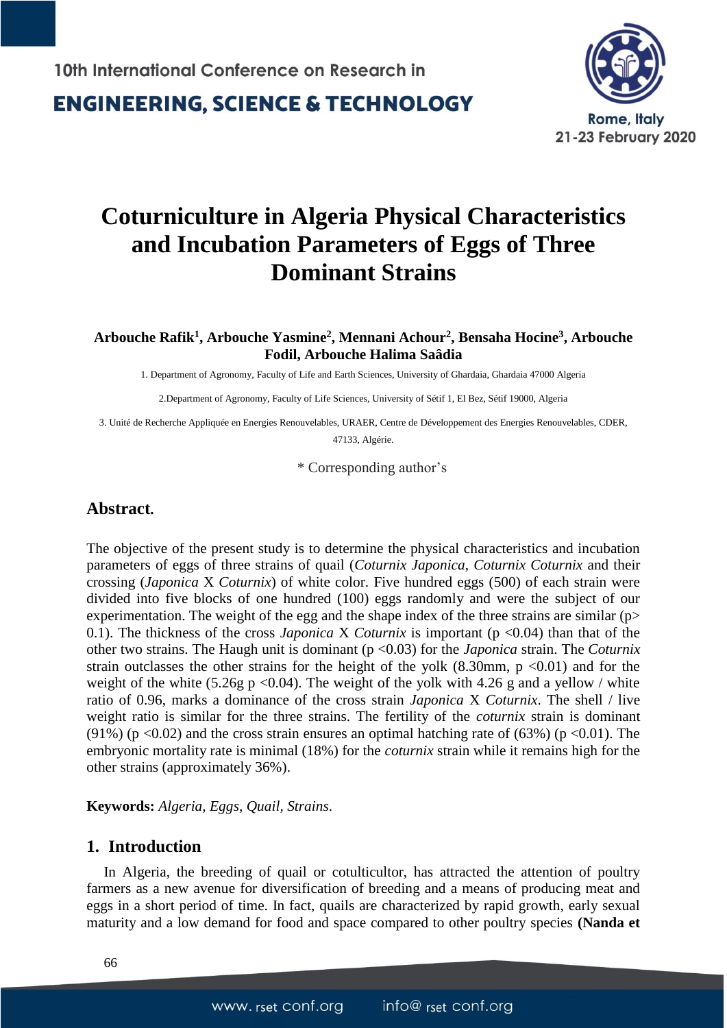# Coturniculture in Algeria Physical Characteristics and Incubation Parameters of Eggs of Three Dominant Strains

**Arbouche Rafik[1], Arbouche Yasmine[2], Mennani Achour[2], Bensaha Hocine[3], Arbouche Fodil, Arbouche Halima Saâdia**

1. Department of Agronomy, Faculty of Life and Earth Sciences, University of Ghardaia, Ghardaia 47000 Algeria

2. Department of Agronomy, Faculty of Life Sciences, University of Sétif 1, El Bez, Sétif 19000, Algeria

3. Unité de Recherche Appliquée en Energies Renouvelables, URAER, Centre de Développement des Energies Renouvelables, CDER, 47133, Algérie.

\* Corresponding author's

## Abstract.

The objective of the present study is to determine the physical characteristics and incubation parameters of eggs of three strains of quail (*Coturnix Japonica*, *Coturnix Coturnix* and their crossing (*Japonica* X *Coturnix*) of white color. Five hundred eggs (500) of each strain were divided into five blocks of one hundred (100) eggs randomly and were the subject of our experimentation. The weight of the egg and the shape index of the three strains are similar ($p > 0.1$). The thickness of the cross *Japonica* X *Coturnix* is important ($p < 0.04$) than that of the other two strains. The Haugh unit is dominant ($p < 0.03$) for the *Japonica* strain. The *Coturnix* strain outclasses the other strains for the height of the yolk (8.30mm, $p < 0.01$) and for the weight of the white (5.26g $p < 0.04$). The weight of the yolk with 4.26 g and a yellow / white ratio of 0.96, marks a dominance of the cross strain *Japonica* X *Coturnix*. The shell / live weight ratio is similar for the three strains. The fertility of the *coturnix* strain is dominant (91%) ($p < 0.02$) and the cross strain ensures an optimal hatching rate of (63%) ($p < 0.01$). The embryonic mortality rate is minimal (18%) for the *coturnix* strain while it remains high for the other strains (approximately 36%).

**Keywords:** *Algeria, Eggs, Quail, Strains.*

## 1. Introduction

In Algeria, the breeding of quail or cotulticultor, has attracted the attention of poultry farmers as a new avenue for diversification of breeding and a means of producing meat and eggs in a short period of time. In fact, quails are characterized by rapid growth, early sexual maturity and a low demand for food and space compared to other poultry species **(Nanda et**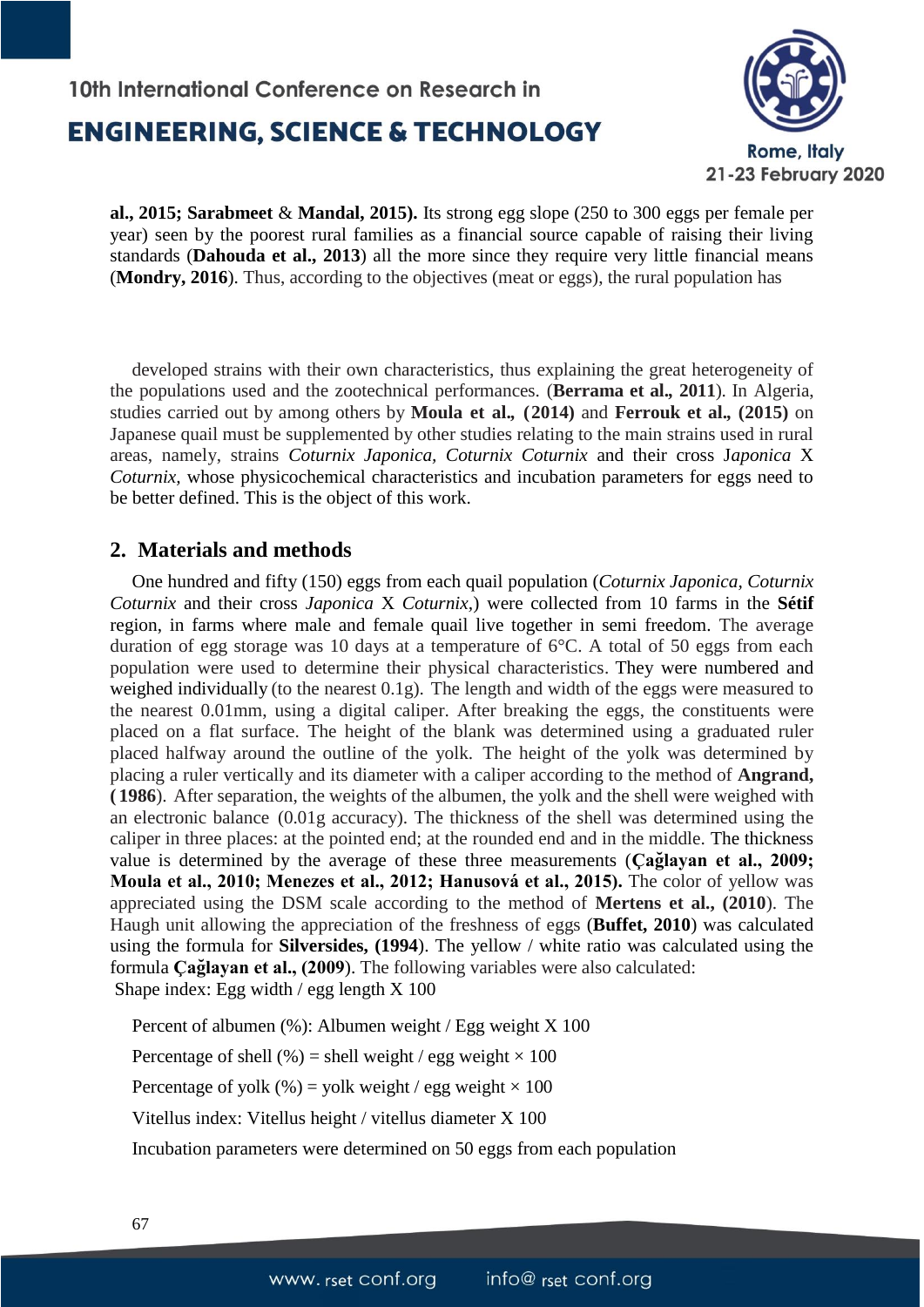**al., 2015; Sarabmeet** & **Mandal, 2015).** Its strong egg slope (250 to 300 eggs per female per year) seen by the poorest rural families as a financial source capable of raising their living standards (**Dahouda et al., 2013**) all the more since they require very little financial means (**Mondry, 2016**). Thus, according to the objectives (meat or eggs), the rural population has

developed strains with their own characteristics, thus explaining the great heterogeneity of the populations used and the zootechnical performances. (**Berrama et al., 2011**). In Algeria, studies carried out by among others by **Moula et al., (2014)** and **Ferrouk et al., (2015)** on Japanese quail must be supplemented by other studies relating to the main strains used in rural areas, namely, strains *Coturnix Japonica, Coturnix Coturnix* and their cross J*aponica* X *Coturnix,* whose physicochemical characteristics and incubation parameters for eggs need to be better defined. This is the object of this work.

## 2. Materials and methods

One hundred and fifty (150) eggs from each quail population (*Coturnix Japonica, Coturnix Coturnix* and their cross *Japonica* X *Coturnix,*) were collected from 10 farms in the **Sétif** region, in farms where male and female quail live together in semi freedom. The average duration of egg storage was 10 days at a temperature of 6°C. A total of 50 eggs from each population were used to determine their physical characteristics. They were numbered and weighed individually (to the nearest 0.1g). The length and width of the eggs were measured to the nearest 0.01mm, using a digital caliper. After breaking the eggs, the constituents were placed on a flat surface. The height of the blank was determined using a graduated ruler placed halfway around the outline of the yolk. The height of the yolk was determined by placing a ruler vertically and its diameter with a caliper according to the method of **Angrand, (1986**). After separation, the weights of the albumen, the yolk and the shell were weighed with an electronic balance (0.01g accuracy). The thickness of the shell was determined using the caliper in three places: at the pointed end; at the rounded end and in the middle. The thickness value is determined by the average of these three measurements (**Çağlayan et al., 2009; Moula et al., 2010; Menezes et al., 2012; Hanusová et al., 2015).** The color of yellow was appreciated using the DSM scale according to the method of **Mertens et al., (2010**). The Haugh unit allowing the appreciation of the freshness of eggs (**Buffet, 2010**) was calculated using the formula for **Silversides, (1994**). The yellow / white ratio was calculated using the formula **Çağlayan et al., (2009**). The following variables were also calculated:

Shape index: Egg width / egg length X 100

Percent of albumen (%): Albumen weight / Egg weight X 100

Percentage of shell (%) = shell weight / egg weight × 100

Percentage of yolk (%) = yolk weight / egg weight × 100

Vitellus index: Vitellus height / vitellus diameter X 100

Incubation parameters were determined on 50 eggs from each population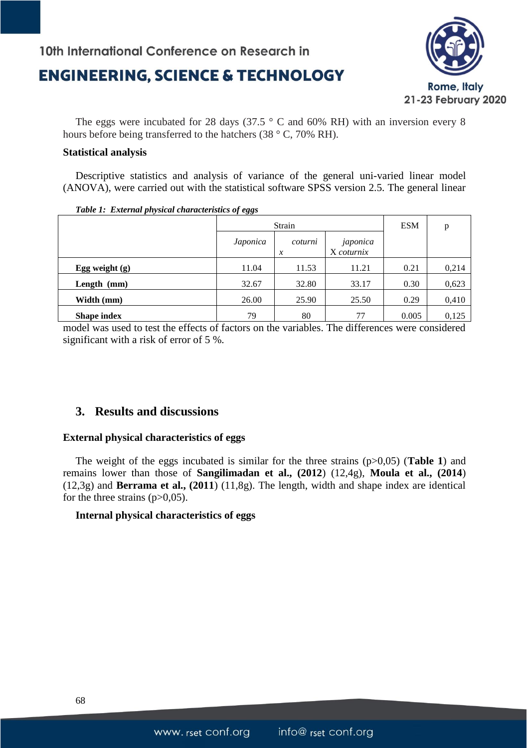The eggs were incubated for 28 days (37.5 ° C and 60% RH) with an inversion every 8 hours before being transferred to the hatchers (38 ° C, 70% RH).

**Statistical analysis**

Descriptive statistics and analysis of variance of the general uni-varied linear model (ANOVA), were carried out with the statistical software SPSS version 2.5. The general linear model was used to test the effects of factors on the variables. The differences were considered significant with a risk of error of 5 %.

***Table 1: External physical characteristics of eggs***

| | Strain | | | ESM | p |
|---|---|---|---|---|---|
| | *Japonica* | *coturnix* | *japonica* X *coturnix* | | |
| **Egg weight (g)** | 11.04 | 11.53 | 11.21 | 0.21 | 0,214 |
| **Length (mm)** | 32.67 | 32.80 | 33.17 | 0.30 | 0,623 |
| **Width (mm)** | 26.00 | 25.90 | 25.50 | 0.29 | 0,410 |
| **Shape index** | 79 | 80 | 77 | 0.005 | 0,125 |

## 3. Results and discussions

**External physical characteristics of eggs**

The weight of the eggs incubated is similar for the three strains ($p>0,05$) (**Table 1**) and remains lower than those of **Sangilimadan et al., (2012**) (12,4g), **Moula et al., (2014**) (12,3g) and **Berrama et al., (2011**) (11,8g). The length, width and shape index are identical for the three strains ($p>0,05$).

**Internal physical characteristics of eggs**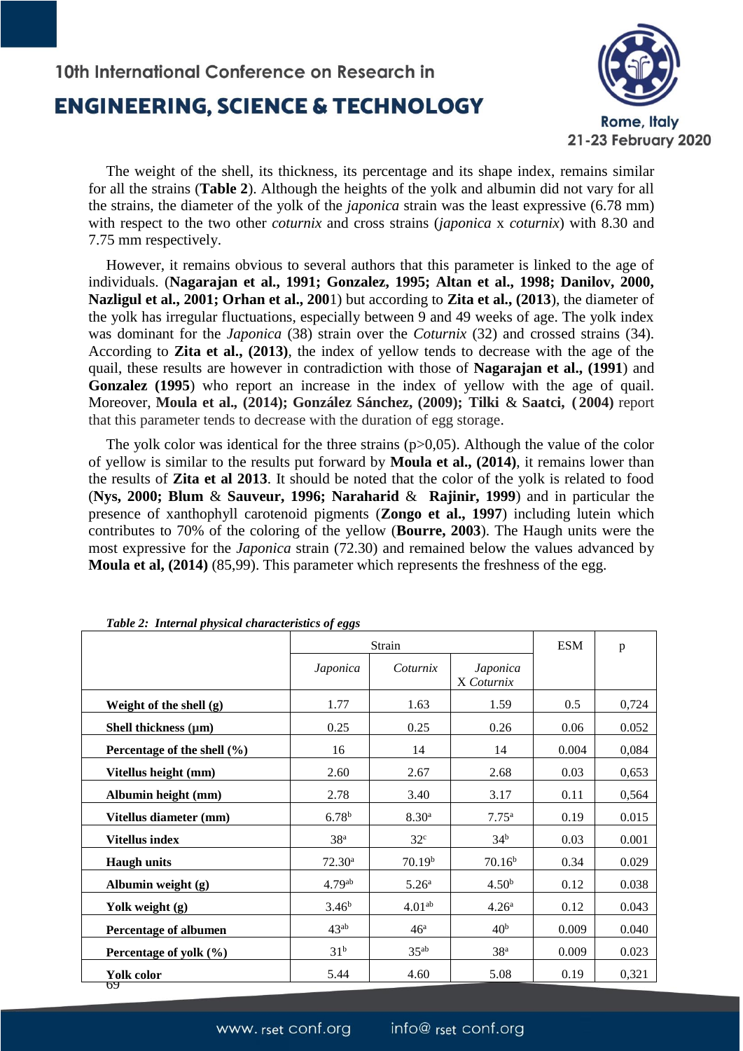The weight of the shell, its thickness, its percentage and its shape index, remains similar for all the strains (**Table 2**). Although the heights of the yolk and albumin did not vary for all the strains, the diameter of the yolk of the *japonica* strain was the least expressive (6.78 mm) with respect to the two other *coturnix* and cross strains (*japonica* x *coturnix*) with 8.30 and 7.75 mm respectively.

However, it remains obvious to several authors that this parameter is linked to the age of individuals. (**Nagarajan et al., 1991; Gonzalez, 1995; Altan et al., 1998; Danilov, 2000, Nazligul et al., 2001; Orhan et al., 200**1) but according to **Zita et al., (2013)**, the diameter of the yolk has irregular fluctuations, especially between 9 and 49 weeks of age. The yolk index was dominant for the *Japonica* (38) strain over the *Coturnix* (32) and crossed strains (34). According to **Zita et al., (2013)**, the index of yellow tends to decrease with the age of the quail, these results are however in contradiction with those of **Nagarajan et al., (1991**) and **Gonzalez (1995**) who report an increase in the index of yellow with the age of quail. Moreover, **Moula et al., (2014); González Sánchez, (2009); Tilki** & **Saatci, (2004)** report that this parameter tends to decrease with the duration of egg storage.

The yolk color was identical for the three strains ($p>0,05$). Although the value of the color of yellow is similar to the results put forward by **Moula et al., (2014)**, it remains lower than the results of **Zita et al 2013**. It should be noted that the color of the yolk is related to food (**Nys, 2000; Blum** & **Sauveur, 1996; Naraharid** & **Rajinir, 1999**) and in particular the presence of xanthophyll carotenoid pigments (**Zongo et al., 1997**) including lutein which contributes to 70% of the coloring of the yellow (**Bourre, 2003**). The Haugh units were the most expressive for the *Japonica* strain (72.30) and remained below the values advanced by **Moula et al, (2014)** (85,99). This parameter which represents the freshness of the egg.

***Table 2: Internal physical characteristics of eggs***

| | Strain | | | ESM | p |
|---|---|---|---|---|---|
| | *Japonica* | *Coturnix* | *Japonica* X *Coturnix* | | |
| **Weight of the shell (g)** | 1.77 | 1.63 | 1.59 | 0.5 | 0,724 |
| **Shell thickness (µm)** | 0.25 | 0.25 | 0.26 | 0.06 | 0.052 |
| **Percentage of the shell (%)** | 16 | 14 | 14 | 0.004 | 0,084 |
| **Vitellus height (mm)** | 2.60 | 2.67 | 2.68 | 0.03 | 0,653 |
| **Albumin height (mm)** | 2.78 | 3.40 | 3.17 | 0.11 | 0,564 |
| **Vitellus diameter (mm)** | 6.78[b] | 8.30[a] | 7.75[a] | 0.19 | 0.015 |
| **Vitellus index** | 38[a] | 32[c] | 34[b] | 0.03 | 0.001 |
| **Haugh units** | 72.30[a] | 70.19[b] | 70.16[b] | 0.34 | 0.029 |
| **Albumin weight (g)** | 4.79[ab] | 5.26[a] | 4.50[b] | 0.12 | 0.038 |
| **Yolk weight (g)** | 3.46[b] | 4.01[ab] | 4.26[a] | 0.12 | 0.043 |
| **Percentage of albumen** | 43[ab] | 46[a] | 40[b] | 0.009 | 0.040 |
| **Percentage of yolk (%)** | 31[b] | 35[ab] | 38[a] | 0.009 | 0.023 |
| **Yolk color** | 5.44 | 4.60 | 5.08 | 0.19 | 0,321 |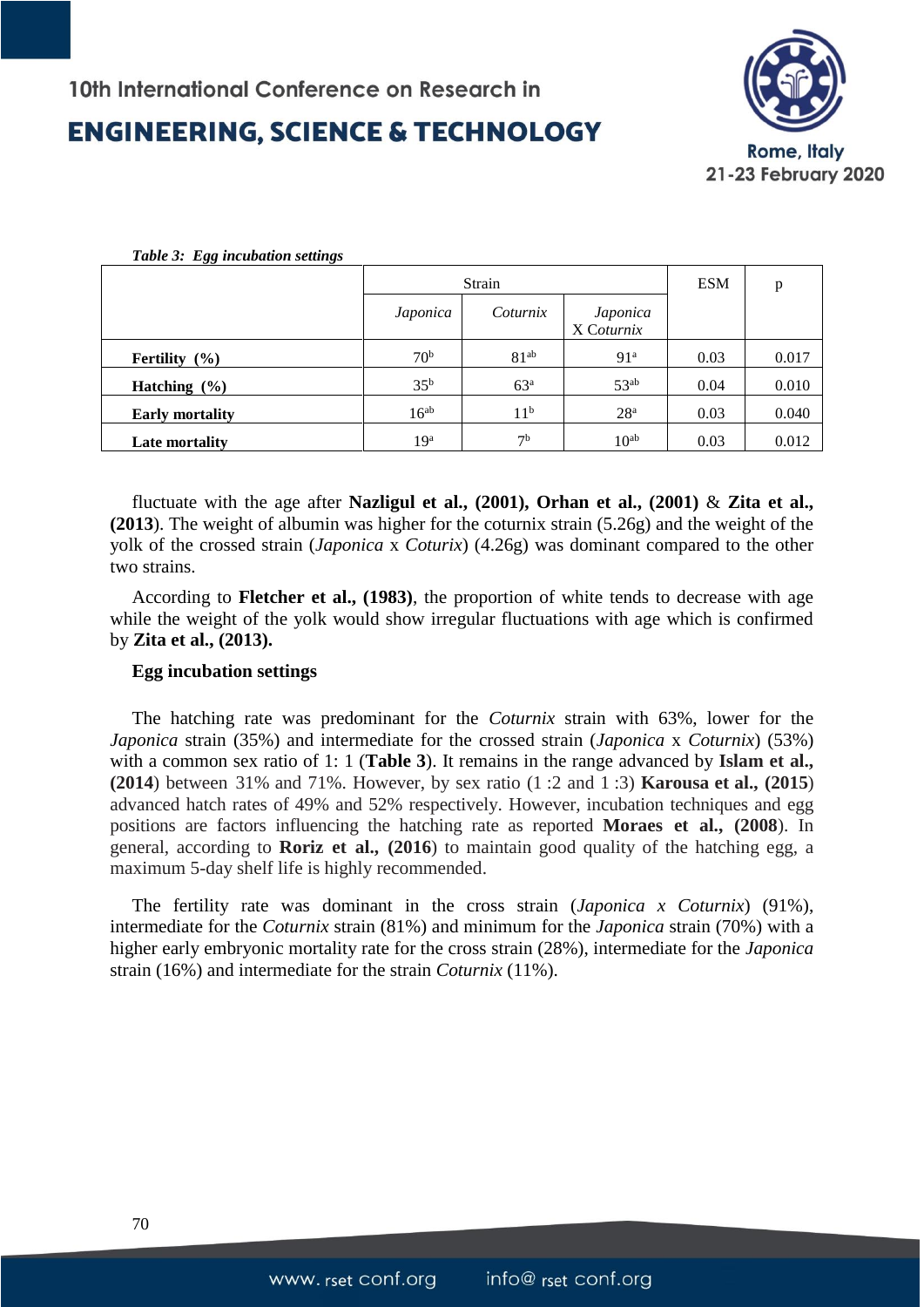*Table 3: Egg incubation settings*

| | Strain | | | ESM | p |
|---|---|---|---|---|---|
| | *Japonica* | *Coturnix* | *Japonica* X *Coturnix* | | |
| **Fertility (%)** | $70^{b}$ | $81^{ab}$ | $91^{a}$ | 0.03 | 0.017 |
| **Hatching (%)** | $35^{b}$ | $63^{a}$ | $53^{ab}$ | 0.04 | 0.010 |
| **Early mortality** | $16^{ab}$ | $11^{b}$ | $28^{a}$ | 0.03 | 0.040 |
| **Late mortality** | $19^{a}$ | $7^{b}$ | $10^{ab}$ | 0.03 | 0.012 |

fluctuate with the age after **Nazligul et al., (2001), Orhan et al., (2001)** & **Zita et al., (2013)**. The weight of albumin was higher for the coturnix strain (5.26g) and the weight of the yolk of the crossed strain (*Japonica* x *Coturix*) (4.26g) was dominant compared to the other two strains.

According to **Fletcher et al., (1983)**, the proportion of white tends to decrease with age while the weight of the yolk would show irregular fluctuations with age which is confirmed by **Zita et al., (2013).**

**Egg incubation settings**

The hatching rate was predominant for the *Coturnix* strain with 63%, lower for the *Japonica* strain (35%) and intermediate for the crossed strain (*Japonica* x *Coturnix*) (53%) with a common sex ratio of 1: 1 (**Table 3**). It remains in the range advanced by **Islam et al., (2014**) between 31% and 71%. However, by sex ratio (1 :2 and 1 :3) **Karousa et al., (2015**) advanced hatch rates of 49% and 52% respectively. However, incubation techniques and egg positions are factors influencing the hatching rate as reported **Moraes et al., (2008**). In general, according to **Roriz et al., (2016**) to maintain good quality of the hatching egg, a maximum 5-day shelf life is highly recommended.

The fertility rate was dominant in the cross strain (*Japonica x Coturnix*) (91%), intermediate for the *Coturnix* strain (81%) and minimum for the *Japonica* strain (70%) with a higher early embryonic mortality rate for the cross strain (28%), intermediate for the *Japonica* strain (16%) and intermediate for the strain *Coturnix* (11%).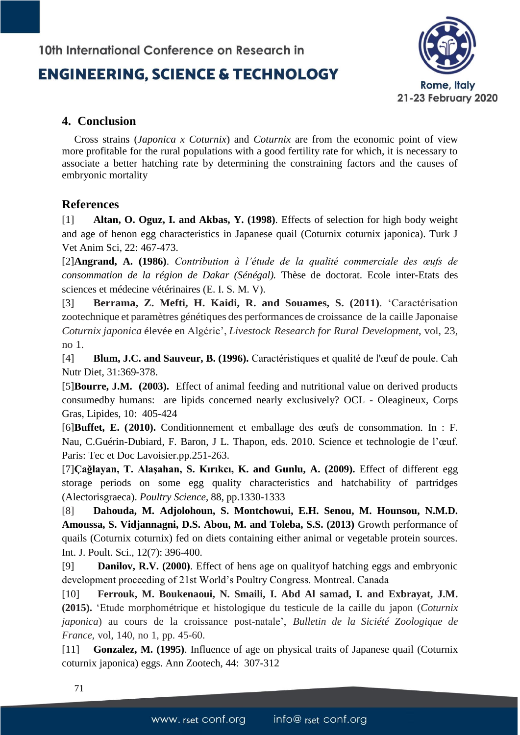## 4. Conclusion

Cross strains (*Japonica x Coturnix*) and *Coturnix* are from the economic point of view more profitable for the rural populations with a good fertility rate for which, it is necessary to associate a better hatching rate by determining the constraining factors and the causes of embryonic mortality

## References

[1] **Altan, O. Oguz, I. and Akbas, Y. (1998)**. Effects of selection for high body weight and age of henon egg characteristics in Japanese quail (Coturnix coturnix japonica). Turk J Vet Anim Sci, 22: 467-473.

[2]**Angrand, A. (1986)**. *Contribution à l'étude de la qualité commerciale des œufs de consommation de la région de Dakar (Sénégal).* Thèse de doctorat. Ecole inter-Etats des sciences et médecine vétérinaires (E. I. S. M. V).

[3] **Berrama, Z. Mefti, H. Kaidi, R. and Souames, S. (2011)**. 'Caractérisation zootechnique et paramètres génétiques des performances de croissance de la caille Japonaise *Coturnix japonica* élevée en Algérie', *Livestock Research for Rural Development*, vol, 23, no 1.

[4] **Blum, J.C. and Sauveur, B. (1996).** Caractéristiques et qualité de l'œuf de poule. Cah Nutr Diet, 31:369-378.

[5]**Bourre, J.M. (2003).** Effect of animal feeding and nutritional value on derived products consumedby humans: are lipids concerned nearly exclusively? OCL - Oleagineux, Corps Gras, Lipides, 10: 405-424

[6]**Buffet, E. (2010).** Conditionnement et emballage des œufs de consommation. In : F. Nau, C.Guérin-Dubiard, F. Baron, J L. Thapon, eds. 2010. Science et technologie de l'œuf. Paris: Tec et Doc Lavoisier.pp.251-263.

[7]**Çağlayan, T. Alaşahan, S. Kırıkcı, K. and Gunlu, A. (2009).** Effect of different egg storage periods on some egg quality characteristics and hatchability of partridges (Alectorisgraeca). *Poultry Science*, 88, pp.1330-1333

[8] **Dahouda, M. Adjolohoun, S. Montchowui, E.H. Senou, M. Hounsou, N.M.D. Amoussa, S. Vidjannagni, D.S. Abou, M. and Toleba, S.S. (2013)** Growth performance of quails (Coturnix coturnix) fed on diets containing either animal or vegetable protein sources. Int. J. Poult. Sci., 12(7): 396-400.

[9] **Danilov, R.V. (2000)**. Effect of hens age on qualityof hatching eggs and embryonic development proceeding of 21st World's Poultry Congress. Montreal. Canada

[10] **Ferrouk, M. Boukenaoui, N. Smaili, I. Abd Al samad, I. and Exbrayat, J.M. (2015).** 'Etude morphométrique et histologique du testicule de la caille du japon (*Coturnix japonica*) au cours de la croissance post-natale', *Bulletin de la Siciété Zoologique de France*, vol, 140, no 1, pp. 45-60.

[11] **Gonzalez, M. (1995)**. Influence of age on physical traits of Japanese quail (Coturnix coturnix japonica) eggs. Ann Zootech, 44: 307-312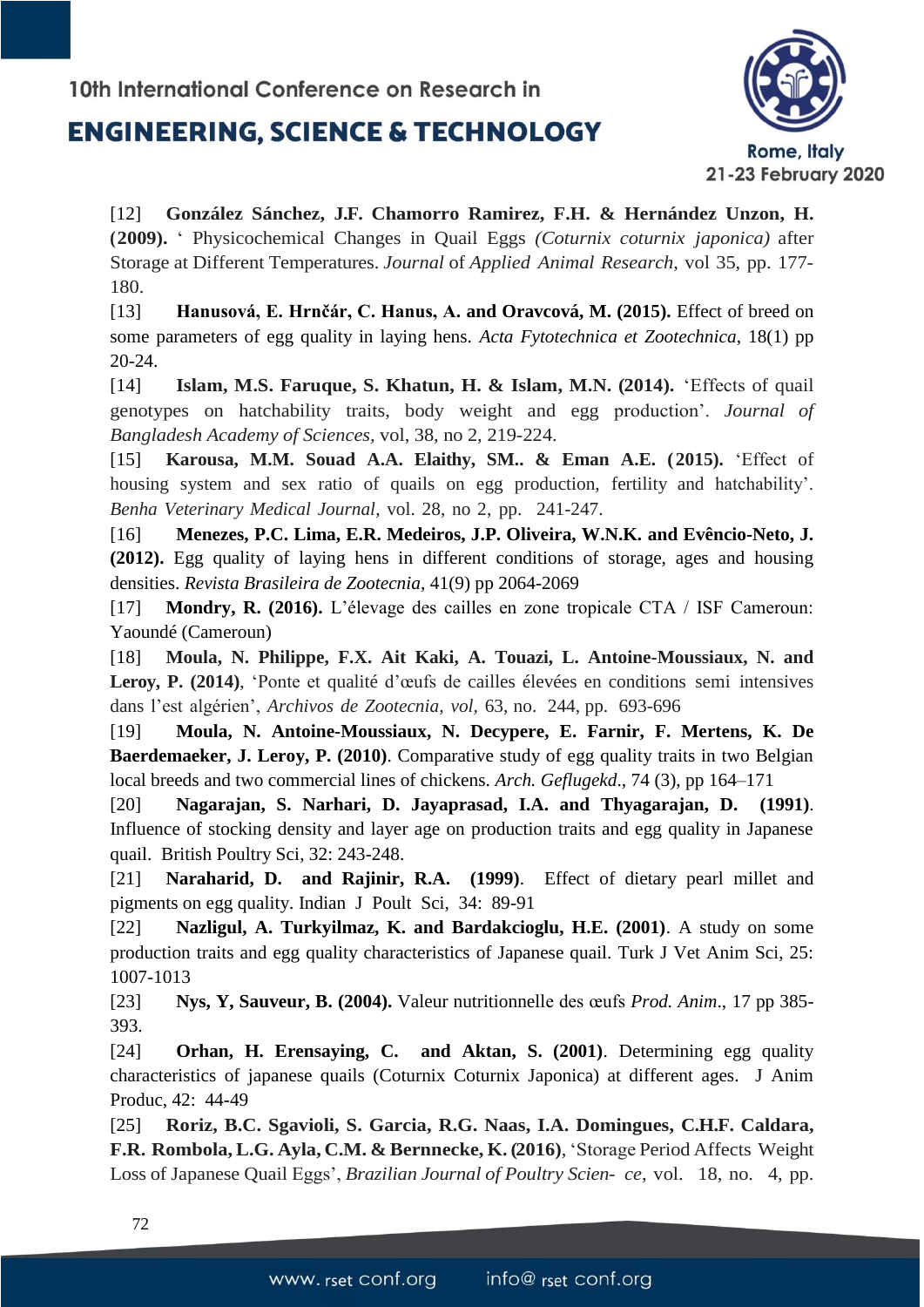[12] **González Sánchez, J.F. Chamorro Ramirez, F.H. & Hernández Unzon, H. (2009).** ‘ Physicochemical Changes in Quail Eggs *(Coturnix coturnix japonica)* after Storage at Different Temperatures. *Journal* of *Applied Animal Research*, vol 35, pp. 177-180.

[13] **Hanusová, E. Hrnčár, C. Hanus, A. and Oravcová, M. (2015).** Effect of breed on some parameters of egg quality in laying hens. *Acta Fytotechnica et Zootechnica*, 18(1) pp 20-24.

[14] **Islam, M.S. Faruque, S. Khatun, H. & Islam, M.N. (2014).** ‘Effects of quail genotypes on hatchability traits, body weight and egg production’. *Journal of Bangladesh Academy of Sciences,* vol, 38, no 2, 219-224.

[15] **Karousa, M.M. Souad A.A. Elaithy, SM.. & Eman A.E. (2015).** ‘Effect of housing system and sex ratio of quails on egg production, fertility and hatchability’. *Benha Veterinary Medical Journal*, vol. 28, no 2, pp. 241-247.

[16] **Menezes, P.C. Lima, E.R. Medeiros, J.P. Oliveira, W.N.K. and Evêncio-Neto, J. (2012).** Egg quality of laying hens in different conditions of storage, ages and housing densities. *Revista Brasileira de Zootecnia*, 41(9) pp 2064-2069

[17] **Mondry, R. (2016).** L’élevage des cailles en zone tropicale CTA / ISF Cameroun: Yaoundé (Cameroun)

[18] **Moula, N. Philippe, F.X. Ait Kaki, A. Touazi, L. Antoine-Moussiaux, N. and Leroy, P. (2014)**, ‘Ponte et qualité d’œufs de cailles élevées en conditions semi intensives dans l’est algérien’, *Archivos de Zootecnia, vol*, 63, no. 244, pp. 693-696

[19] **Moula, N. Antoine-Moussiaux, N. Decypere, E. Farnir, F. Mertens, K. De Baerdemaeker, J. Leroy, P. (2010)**. Comparative study of egg quality traits in two Belgian local breeds and two commercial lines of chickens. *Arch. Geflugekd*., 74 (3), pp 164–171

[20] **Nagarajan, S. Narhari, D. Jayaprasad, I.A. and Thyagarajan, D. (1991)**. Influence of stocking density and layer age on production traits and egg quality in Japanese quail. British Poultry Sci, 32: 243-248.

[21] **Naraharid, D. and Rajinir, R.A. (1999)**. Effect of dietary pearl millet and pigments on egg quality. Indian J Poult Sci, 34: 89-91

[22] **Nazligul, A. Turkyilmaz, K. and Bardakcioglu, H.E. (2001)**. A study on some production traits and egg quality characteristics of Japanese quail. Turk J Vet Anim Sci, 25: 1007-1013

[23] **Nys, Y, Sauveur, B. (2004).** Valeur nutritionnelle des œufs *Prod. Anim*., 17 pp 385-393.

[24] **Orhan, H. Erensaying, C. and Aktan, S. (2001)**. Determining egg quality characteristics of japanese quails (Coturnix Coturnix Japonica) at different ages. J Anim Produc, 42: 44-49

[25] **Roriz, B.C. Sgavioli, S. Garcia, R.G. Naas, I.A. Domingues, C.H.F. Caldara, F.R. Rombola, L.G. Ayla, C.M. & Bernnecke, K. (2016)**, ‘Storage Period Affects Weight Loss of Japanese Quail Eggs’, *Brazilian Journal of Poultry Scien- ce*, vol. 18, no. 4, pp.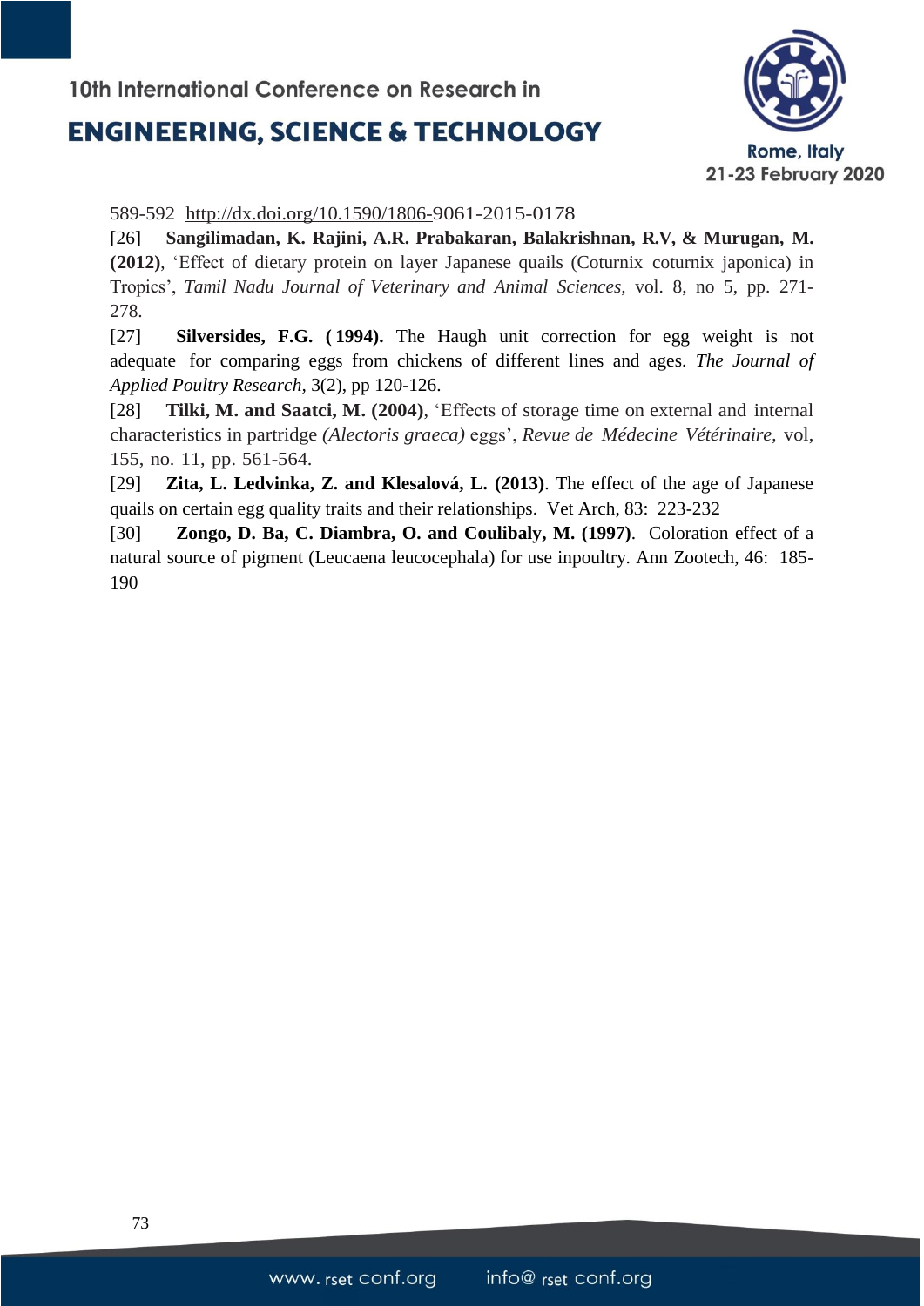589-592 http://dx.doi.org/10.1590/1806-9061-2015-0178

[26] **Sangilimadan, K. Rajini, A.R. Prabakaran, Balakrishnan, R.V, & Murugan, M. (2012)**, 'Effect of dietary protein on layer Japanese quails (Coturnix coturnix japonica) in Tropics', *Tamil Nadu Journal of Veterinary and Animal Sciences,* vol. 8, no 5, pp. 271-278.

[27] **Silversides, F.G. ( 1994).** The Haugh unit correction for egg weight is not adequate for comparing eggs from chickens of different lines and ages. *The Journal of Applied Poultry Research*, 3(2), pp 120-126.

[28] **Tilki, M. and Saatci, M. (2004)**, 'Effects of storage time on external and internal characteristics in partridge *(Alectoris graeca)* eggs', *Revue de Médecine Vétérinaire,* vol, 155, no. 11, pp. 561-564.

[29] **Zita, L. Ledvinka, Z. and Klesalová, L. (2013)**. The effect of the age of Japanese quails on certain egg quality traits and their relationships. Vet Arch, 83: 223-232

[30] **Zongo, D. Ba, C. Diambra, O. and Coulibaly, M. (1997)**. Coloration effect of a natural source of pigment (Leucaena leucocephala) for use inpoultry. Ann Zootech, 46: 185-190